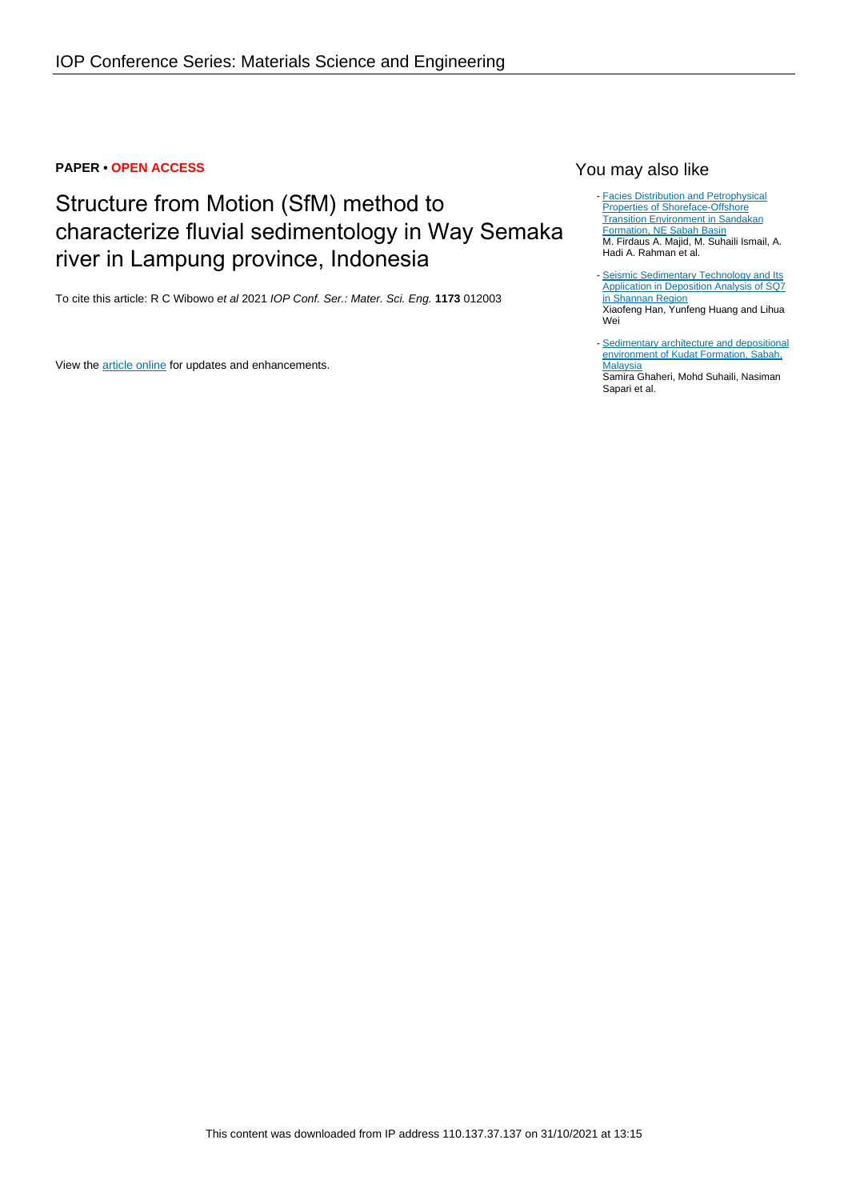**PAPER • OPEN ACCESS**

# Structure from Motion (SfM) method to characterize fluvial sedimentology in Way Semaka river in Lampung province, Indonesia

To cite this article: R C Wibowo *et al* 2021 *IOP Conf. Ser.: Mater. Sci. Eng.* **1173** 012003

View the article online for updates and enhancements.

## You may also like

- Facies Distribution and Petrophysical Properties of Shoreface-Offshore Transition Environment in Sandakan Formation, NE Sabah Basin
  M. Firdaus A. Majid, M. Suhaili Ismail, A. Hadi A. Rahman et al.

- Seismic Sedimentary Technology and Its Application in Deposition Analysis of SQ7 in Shannan Region
  Xiaofeng Han, Yunfeng Huang and Lihua Wei

- Sedimentary architecture and depositional environment of Kudat Formation, Sabah, Malaysia
  Samira Ghaheri, Mohd Suhaili, Nasiman Sapari et al.

This content was downloaded from IP address 110.137.37.137 on 31/10/2021 at 13:15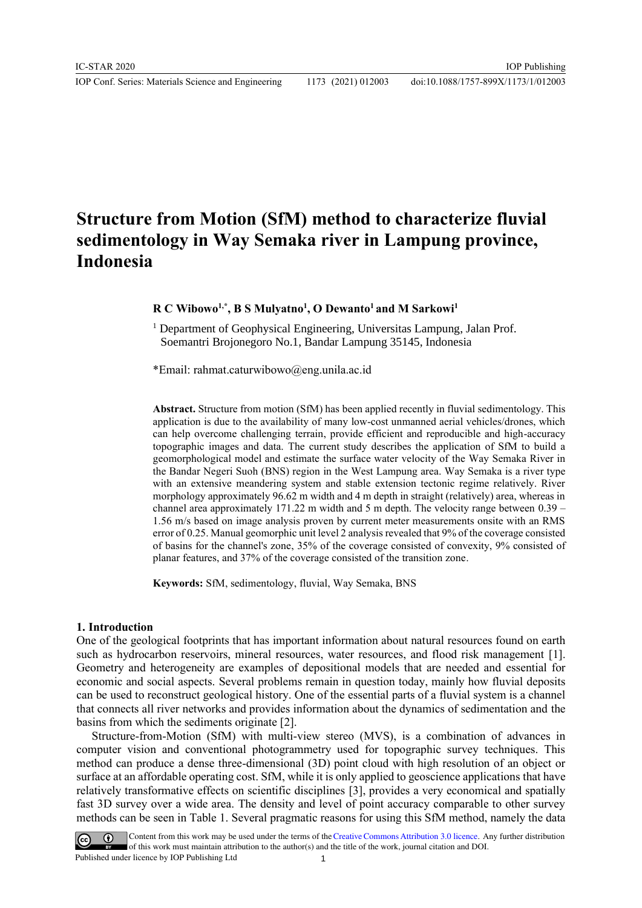# Structure from Motion (SfM) method to characterize fluvial sedimentology in Way Semaka river in Lampung province, Indonesia

**R C Wibowo[1,*], B S Mulyatno[1], O Dewanto[1] and M Sarkowi[1]**

[1] Department of Geophysical Engineering, Universitas Lampung, Jalan Prof. Soemantri Brojonegoro No.1, Bandar Lampung 35145, Indonesia

*Email: rahmat.caturwibowo@eng.unila.ac.id

**Abstract.** Structure from motion (SfM) has been applied recently in fluvial sedimentology. This application is due to the availability of many low-cost unmanned aerial vehicles/drones, which can help overcome challenging terrain, provide efficient and reproducible and high-accuracy topographic images and data. The current study describes the application of SfM to build a geomorphological model and estimate the surface water velocity of the Way Semaka River in the Bandar Negeri Suoh (BNS) region in the West Lampung area. Way Semaka is a river type with an extensive meandering system and stable extension tectonic regime relatively. River morphology approximately 96.62 m width and 4 m depth in straight (relatively) area, whereas in channel area approximately 171.22 m width and 5 m depth. The velocity range between 0.39 – 1.56 m/s based on image analysis proven by current meter measurements onsite with an RMS error of 0.25. Manual geomorphic unit level 2 analysis revealed that 9% of the coverage consisted of basins for the channel's zone, 35% of the coverage consisted of convexity, 9% consisted of planar features, and 37% of the coverage consisted of the transition zone.

**Keywords:** SfM, sedimentology, fluvial, Way Semaka, BNS

## 1. Introduction

One of the geological footprints that has important information about natural resources found on earth such as hydrocarbon reservoirs, mineral resources, water resources, and flood risk management [1]. Geometry and heterogeneity are examples of depositional models that are needed and essential for economic and social aspects. Several problems remain in question today, mainly how fluvial deposits can be used to reconstruct geological history. One of the essential parts of a fluvial system is a channel that connects all river networks and provides information about the dynamics of sedimentation and the basins from which the sediments originate [2].

Structure-from-Motion (SfM) with multi-view stereo (MVS), is a combination of advances in computer vision and conventional photogrammetry used for topographic survey techniques. This method can produce a dense three-dimensional (3D) point cloud with high resolution of an object or surface at an affordable operating cost. SfM, while it is only applied to geoscience applications that have relatively transformative effects on scientific disciplines [3], provides a very economical and spatially fast 3D survey over a wide area. The density and level of point accuracy comparable to other survey methods can be seen in Table 1. Several pragmatic reasons for using this SfM method, namely the data

Content from this work may be used under the terms of the Creative Commons Attribution 3.0 licence. Any further distribution of this work must maintain attribution to the author(s) and the title of the work, journal citation and DOI.

Published under licence by IOP Publishing Ltd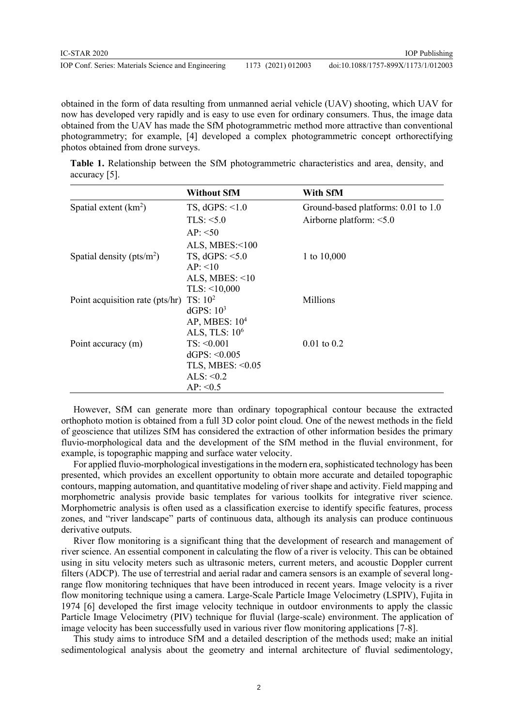obtained in the form of data resulting from unmanned aerial vehicle (UAV) shooting, which UAV for now has developed very rapidly and is easy to use even for ordinary consumers. Thus, the image data obtained from the UAV has made the SfM photogrammetric method more attractive than conventional photogrammetry; for example, [4] developed a complex photogrammetric concept orthorectifying photos obtained from drone surveys.

**Table 1.** Relationship between the SfM photogrammetric characteristics and area, density, and accuracy [5].

| | **Without SfM** | **With SfM** |
|---|---|---|
| Spatial extent ($km^2$) | TS, dGPS: <1.0<br>TLS: <5.0<br>AP: <50<br>ALS, MBES:<100 | Ground-based platforms: 0.01 to 1.0<br>Airborne platform: <5.0 |
| Spatial density ($pts/m^2$) | TS, dGPS: <5.0<br>AP: <10<br>ALS, MBES: <10<br>TLS: <10,000 | 1 to 10,000 |
| Point acquisition rate (pts/hr) | TS: $10^2$<br>dGPS: $10^3$<br>AP, MBES: $10^4$<br>ALS, TLS: $10^6$ | Millions |
| Point accuracy (m) | TS: <0.001<br>dGPS: <0.005<br>TLS, MBES: <0.05<br>ALS: <0.2<br>AP: <0.5 | 0.01 to 0.2 |

However, SfM can generate more than ordinary topographical contour because the extracted orthophoto motion is obtained from a full 3D color point cloud. One of the newest methods in the field of geoscience that utilizes SfM has considered the extraction of other information besides the primary fluvio-morphological data and the development of the SfM method in the fluvial environment, for example, is topographic mapping and surface water velocity.

For applied fluvio-morphological investigations in the modern era, sophisticated technology has been presented, which provides an excellent opportunity to obtain more accurate and detailed topographic contours, mapping automation, and quantitative modeling of river shape and activity. Field mapping and morphometric analysis provide basic templates for various toolkits for integrative river science. Morphometric analysis is often used as a classification exercise to identify specific features, process zones, and "river landscape" parts of continuous data, although its analysis can produce continuous derivative outputs.

River flow monitoring is a significant thing that the development of research and management of river science. An essential component in calculating the flow of a river is velocity. This can be obtained using in situ velocity meters such as ultrasonic meters, current meters, and acoustic Doppler current filters (ADCP). The use of terrestrial and aerial radar and camera sensors is an example of several long-range flow monitoring techniques that have been introduced in recent years. Image velocity is a river flow monitoring technique using a camera. Large-Scale Particle Image Velocimetry (LSPIV), Fujita in 1974 [6] developed the first image velocity technique in outdoor environments to apply the classic Particle Image Velocimetry (PIV) technique for fluvial (large-scale) environment. The application of image velocity has been successfully used in various river flow monitoring applications [7-8].

This study aims to introduce SfM and a detailed description of the methods used; make an initial sedimentological analysis about the geometry and internal architecture of fluvial sedimentology,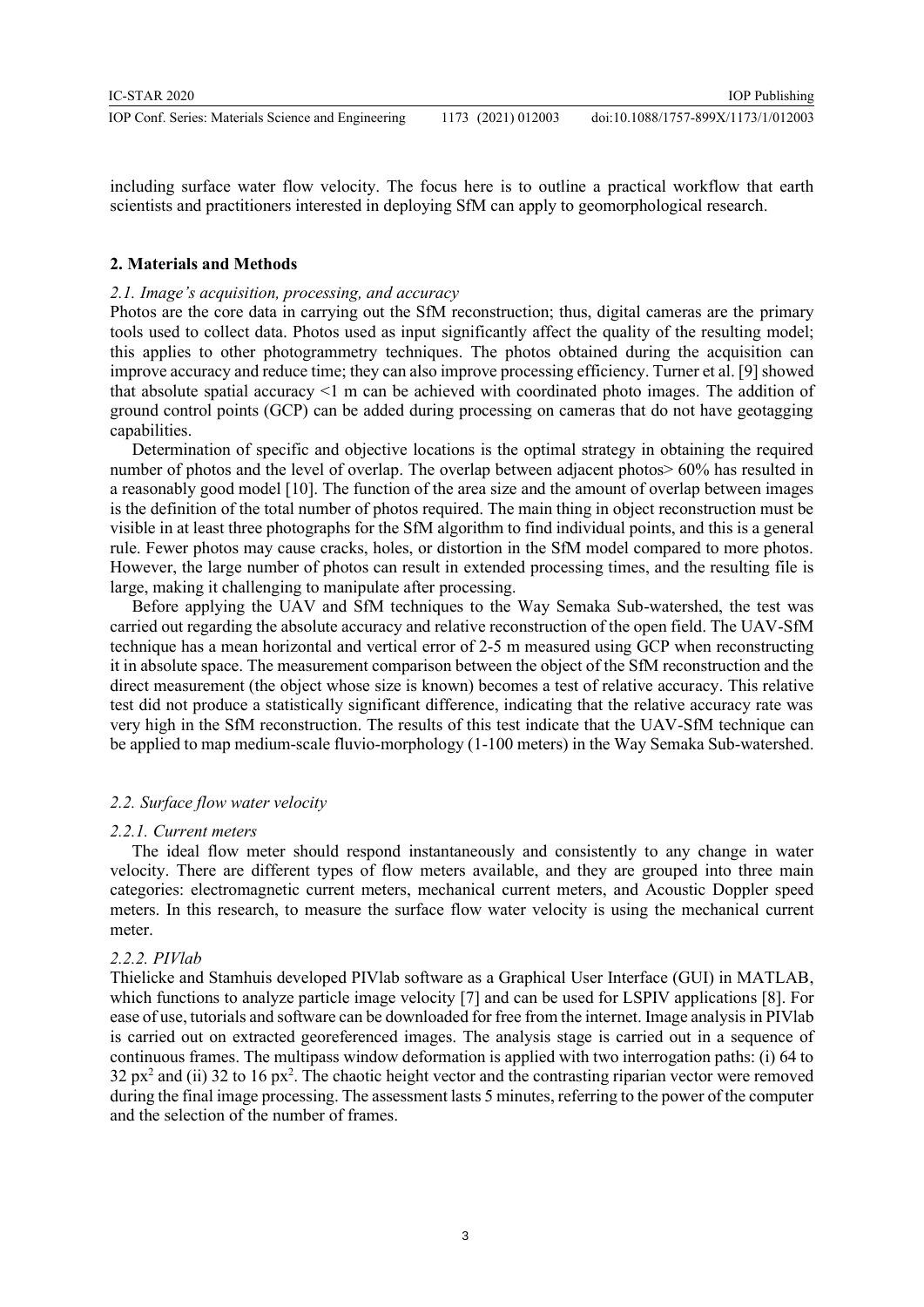including surface water flow velocity. The focus here is to outline a practical workflow that earth scientists and practitioners interested in deploying SfM can apply to geomorphological research.

## 2. Materials and Methods

### *2.1. Image's acquisition, processing, and accuracy*

Photos are the core data in carrying out the SfM reconstruction; thus, digital cameras are the primary tools used to collect data. Photos used as input significantly affect the quality of the resulting model; this applies to other photogrammetry techniques. The photos obtained during the acquisition can improve accuracy and reduce time; they can also improve processing efficiency. Turner et al. [9] showed that absolute spatial accuracy <1 m can be achieved with coordinated photo images. The addition of ground control points (GCP) can be added during processing on cameras that do not have geotagging capabilities.

Determination of specific and objective locations is the optimal strategy in obtaining the required number of photos and the level of overlap. The overlap between adjacent photos> 60% has resulted in a reasonably good model [10]. The function of the area size and the amount of overlap between images is the definition of the total number of photos required. The main thing in object reconstruction must be visible in at least three photographs for the SfM algorithm to find individual points, and this is a general rule. Fewer photos may cause cracks, holes, or distortion in the SfM model compared to more photos. However, the large number of photos can result in extended processing times, and the resulting file is large, making it challenging to manipulate after processing.

Before applying the UAV and SfM techniques to the Way Semaka Sub-watershed, the test was carried out regarding the absolute accuracy and relative reconstruction of the open field. The UAV-SfM technique has a mean horizontal and vertical error of 2-5 m measured using GCP when reconstructing it in absolute space. The measurement comparison between the object of the SfM reconstruction and the direct measurement (the object whose size is known) becomes a test of relative accuracy. This relative test did not produce a statistically significant difference, indicating that the relative accuracy rate was very high in the SfM reconstruction. The results of this test indicate that the UAV-SfM technique can be applied to map medium-scale fluvio-morphology (1-100 meters) in the Way Semaka Sub-watershed.

### *2.2. Surface flow water velocity*

#### *2.2.1. Current meters*

The ideal flow meter should respond instantaneously and consistently to any change in water velocity. There are different types of flow meters available, and they are grouped into three main categories: electromagnetic current meters, mechanical current meters, and Acoustic Doppler speed meters. In this research, to measure the surface flow water velocity is using the mechanical current meter.

#### *2.2.2. PIVlab*

Thielicke and Stamhuis developed PIVlab software as a Graphical User Interface (GUI) in MATLAB, which functions to analyze particle image velocity [7] and can be used for LSPIV applications [8]. For ease of use, tutorials and software can be downloaded for free from the internet. Image analysis in PIVlab is carried out on extracted georeferenced images. The analysis stage is carried out in a sequence of continuous frames. The multipass window deformation is applied with two interrogation paths: (i) 64 to 32 $px^2$ and (ii) 32 to 16 $px^2$. The chaotic height vector and the contrasting riparian vector were removed during the final image processing. The assessment lasts 5 minutes, referring to the power of the computer and the selection of the number of frames.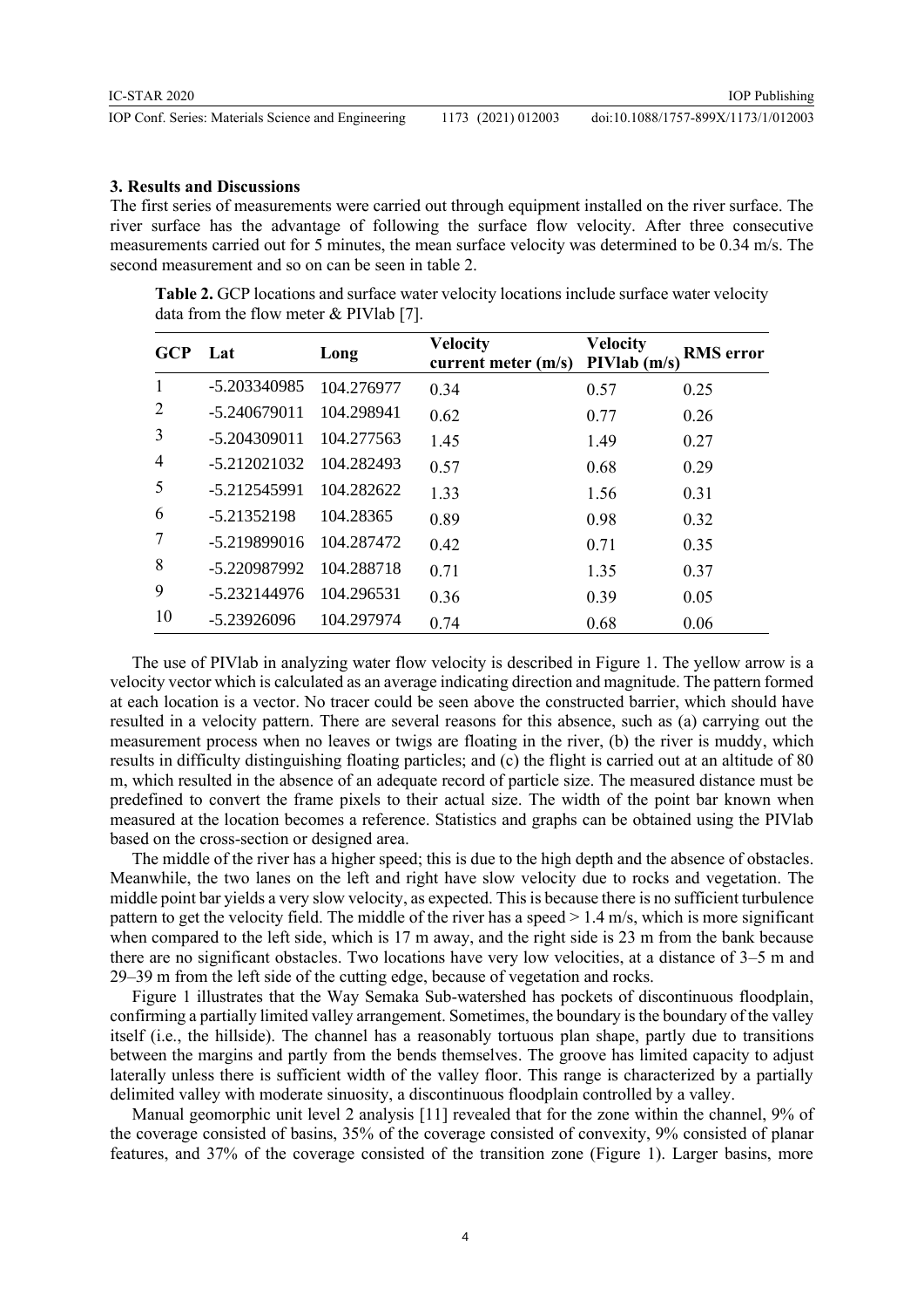## 3. Results and Discussions

The first series of measurements were carried out through equipment installed on the river surface. The river surface has the advantage of following the surface flow velocity. After three consecutive measurements carried out for 5 minutes, the mean surface velocity was determined to be 0.34 m/s. The second measurement and so on can be seen in table 2.

**Table 2.** GCP locations and surface water velocity locations include surface water velocity data from the flow meter & PIVlab [7].

| GCP | Lat | Long | Velocity current meter (m/s) | Velocity PIVlab (m/s) | RMS error |
|---|---|---|---|---|---|
| 1 | -5.203340985 | 104.276977 | 0.34 | 0.57 | 0.25 |
| 2 | -5.240679011 | 104.298941 | 0.62 | 0.77 | 0.26 |
| 3 | -5.204309011 | 104.277563 | 1.45 | 1.49 | 0.27 |
| 4 | -5.212021032 | 104.282493 | 0.57 | 0.68 | 0.29 |
| 5 | -5.212545991 | 104.282622 | 1.33 | 1.56 | 0.31 |
| 6 | -5.21352198 | 104.28365 | 0.89 | 0.98 | 0.32 |
| 7 | -5.219899016 | 104.287472 | 0.42 | 0.71 | 0.35 |
| 8 | -5.220987992 | 104.288718 | 0.71 | 1.35 | 0.37 |
| 9 | -5.232144976 | 104.296531 | 0.36 | 0.39 | 0.05 |
| 10 | -5.23926096 | 104.297974 | 0.74 | 0.68 | 0.06 |

The use of PIVlab in analyzing water flow velocity is described in Figure 1. The yellow arrow is a velocity vector which is calculated as an average indicating direction and magnitude. The pattern formed at each location is a vector. No tracer could be seen above the constructed barrier, which should have resulted in a velocity pattern. There are several reasons for this absence, such as (a) carrying out the measurement process when no leaves or twigs are floating in the river, (b) the river is muddy, which results in difficulty distinguishing floating particles; and (c) the flight is carried out at an altitude of 80 m, which resulted in the absence of an adequate record of particle size. The measured distance must be predefined to convert the frame pixels to their actual size. The width of the point bar known when measured at the location becomes a reference. Statistics and graphs can be obtained using the PIVlab based on the cross-section or designed area.

The middle of the river has a higher speed; this is due to the high depth and the absence of obstacles. Meanwhile, the two lanes on the left and right have slow velocity due to rocks and vegetation. The middle point bar yields a very slow velocity, as expected. This is because there is no sufficient turbulence pattern to get the velocity field. The middle of the river has a speed > 1.4 m/s, which is more significant when compared to the left side, which is 17 m away, and the right side is 23 m from the bank because there are no significant obstacles. Two locations have very low velocities, at a distance of 3–5 m and 29–39 m from the left side of the cutting edge, because of vegetation and rocks.

Figure 1 illustrates that the Way Semaka Sub-watershed has pockets of discontinuous floodplain, confirming a partially limited valley arrangement. Sometimes, the boundary is the boundary of the valley itself (i.e., the hillside). The channel has a reasonably tortuous plan shape, partly due to transitions between the margins and partly from the bends themselves. The groove has limited capacity to adjust laterally unless there is sufficient width of the valley floor. This range is characterized by a partially delimited valley with moderate sinuosity, a discontinuous floodplain controlled by a valley.

Manual geomorphic unit level 2 analysis [11] revealed that for the zone within the channel, 9% of the coverage consisted of basins, 35% of the coverage consisted of convexity, 9% consisted of planar features, and 37% of the coverage consisted of the transition zone (Figure 1). Larger basins, more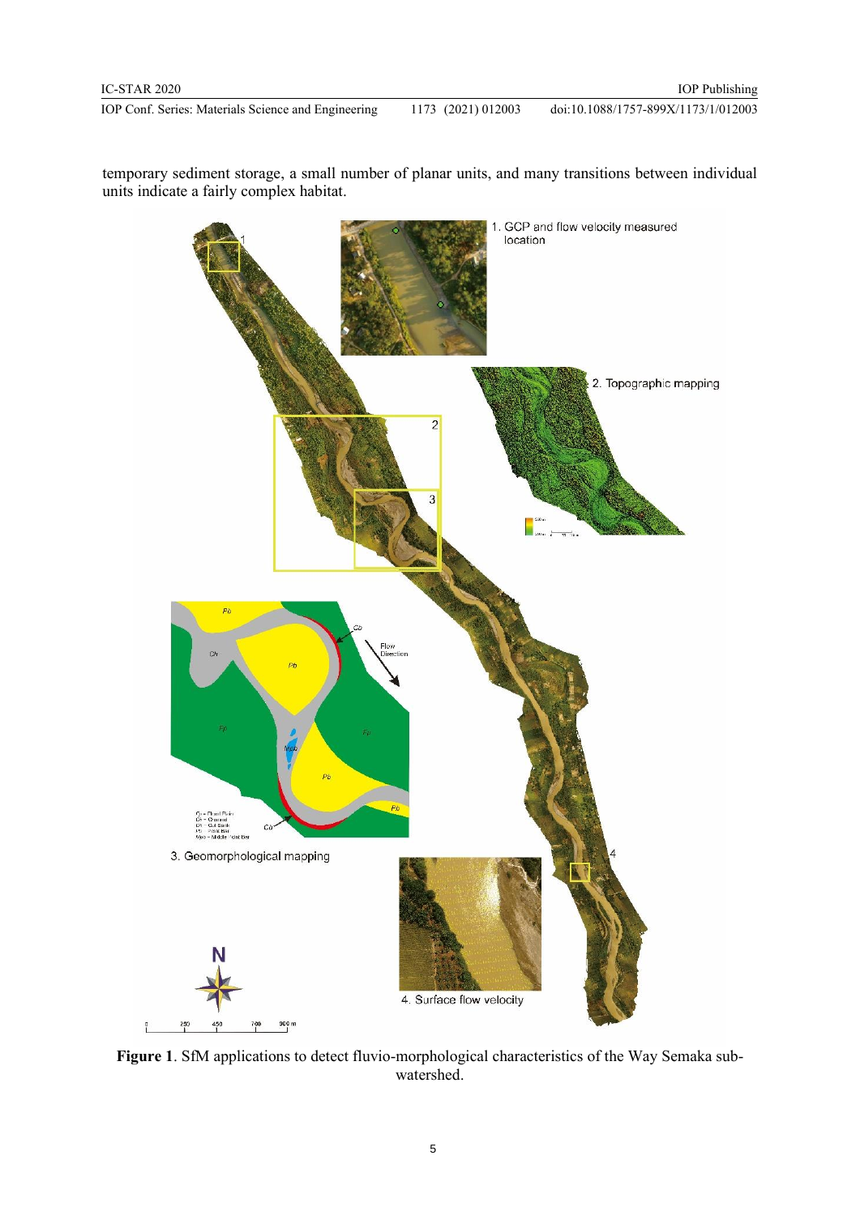temporary sediment storage, a small number of planar units, and many transitions between individual units indicate a fairly complex habitat.

**Figure 1**. SfM applications to detect fluvio-morphological characteristics of the Way Semaka sub-watershed.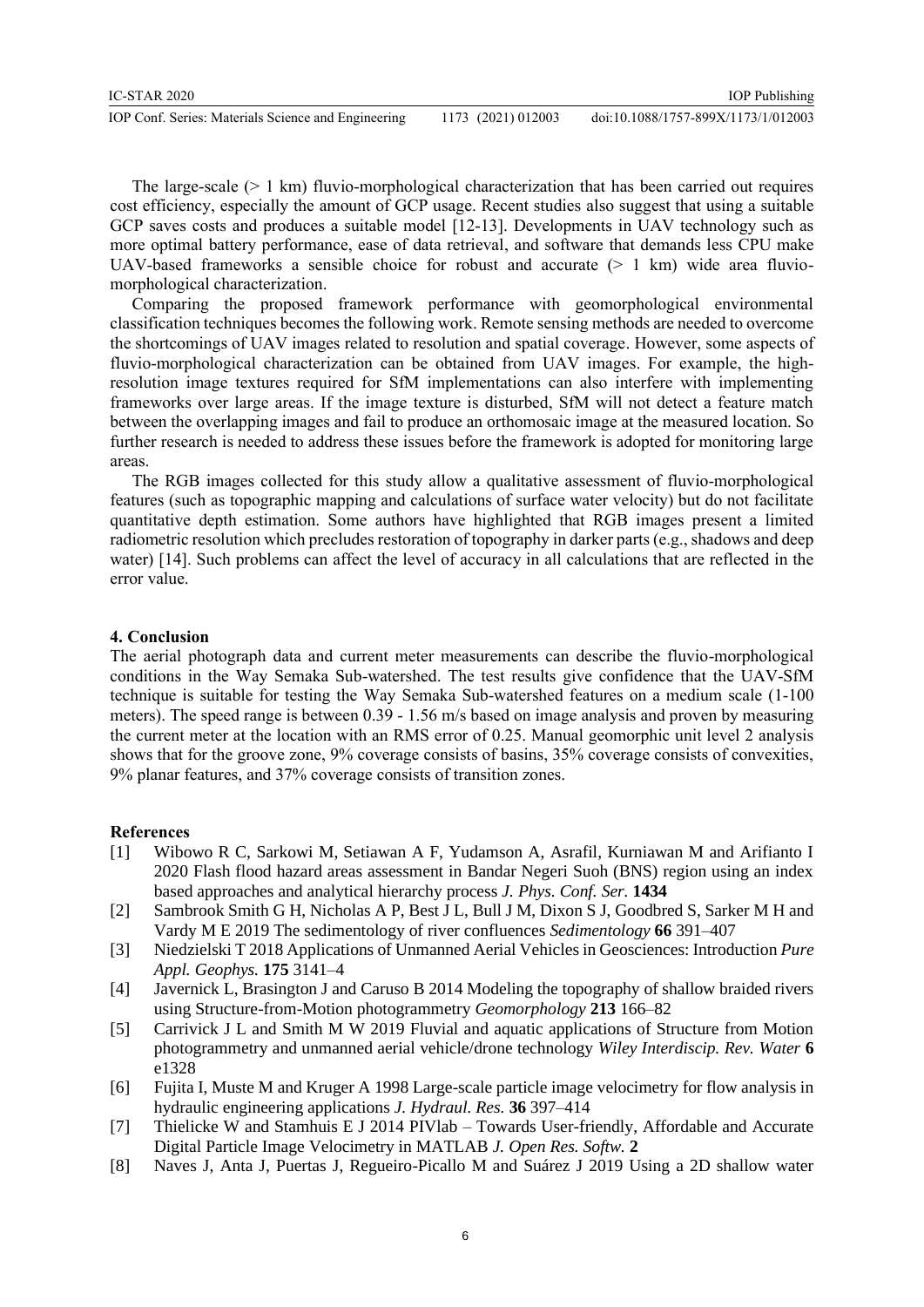The large-scale (> 1 km) fluvio-morphological characterization that has been carried out requires cost efficiency, especially the amount of GCP usage. Recent studies also suggest that using a suitable GCP saves costs and produces a suitable model [12-13]. Developments in UAV technology such as more optimal battery performance, ease of data retrieval, and software that demands less CPU make UAV-based frameworks a sensible choice for robust and accurate (> 1 km) wide area fluvio-morphological characterization.

Comparing the proposed framework performance with geomorphological environmental classification techniques becomes the following work. Remote sensing methods are needed to overcome the shortcomings of UAV images related to resolution and spatial coverage. However, some aspects of fluvio-morphological characterization can be obtained from UAV images. For example, the high-resolution image textures required for SfM implementations can also interfere with implementing frameworks over large areas. If the image texture is disturbed, SfM will not detect a feature match between the overlapping images and fail to produce an orthomosaic image at the measured location. So further research is needed to address these issues before the framework is adopted for monitoring large areas.

The RGB images collected for this study allow a qualitative assessment of fluvio-morphological features (such as topographic mapping and calculations of surface water velocity) but do not facilitate quantitative depth estimation. Some authors have highlighted that RGB images present a limited radiometric resolution which precludes restoration of topography in darker parts (e.g., shadows and deep water) [14]. Such problems can affect the level of accuracy in all calculations that are reflected in the error value.

## 4. Conclusion

The aerial photograph data and current meter measurements can describe the fluvio-morphological conditions in the Way Semaka Sub-watershed. The test results give confidence that the UAV-SfM technique is suitable for testing the Way Semaka Sub-watershed features on a medium scale (1-100 meters). The speed range is between 0.39 - 1.56 m/s based on image analysis and proven by measuring the current meter at the location with an RMS error of 0.25. Manual geomorphic unit level 2 analysis shows that for the groove zone, 9% coverage consists of basins, 35% coverage consists of convexities, 9% planar features, and 37% coverage consists of transition zones.

## References

[1] Wibowo R C, Sarkowi M, Setiawan A F, Yudamson A, Asrafil, Kurniawan M and Arifianto I 2020 Flash flood hazard areas assessment in Bandar Negeri Suoh (BNS) region using an index based approaches and analytical hierarchy process *J. Phys. Conf. Ser.* **1434**

[2] Sambrook Smith G H, Nicholas A P, Best J L, Bull J M, Dixon S J, Goodbred S, Sarker M H and Vardy M E 2019 The sedimentology of river confluences *Sedimentology* **66** 391–407

[3] Niedzielski T 2018 Applications of Unmanned Aerial Vehicles in Geosciences: Introduction *Pure Appl. Geophys.* **175** 3141–4

[4] Javernick L, Brasington J and Caruso B 2014 Modeling the topography of shallow braided rivers using Structure-from-Motion photogrammetry *Geomorphology* **213** 166–82

[5] Carrivick J L and Smith M W 2019 Fluvial and aquatic applications of Structure from Motion photogrammetry and unmanned aerial vehicle/drone technology *Wiley Interdiscip. Rev. Water* **6** e1328

[6] Fujita I, Muste M and Kruger A 1998 Large-scale particle image velocimetry for flow analysis in hydraulic engineering applications *J. Hydraul. Res.* **36** 397–414

[7] Thielicke W and Stamhuis E J 2014 PIVlab – Towards User-friendly, Affordable and Accurate Digital Particle Image Velocimetry in MATLAB *J. Open Res. Softw.* **2**

[8] Naves J, Anta J, Puertas J, Regueiro-Picallo M and Suárez J 2019 Using a 2D shallow water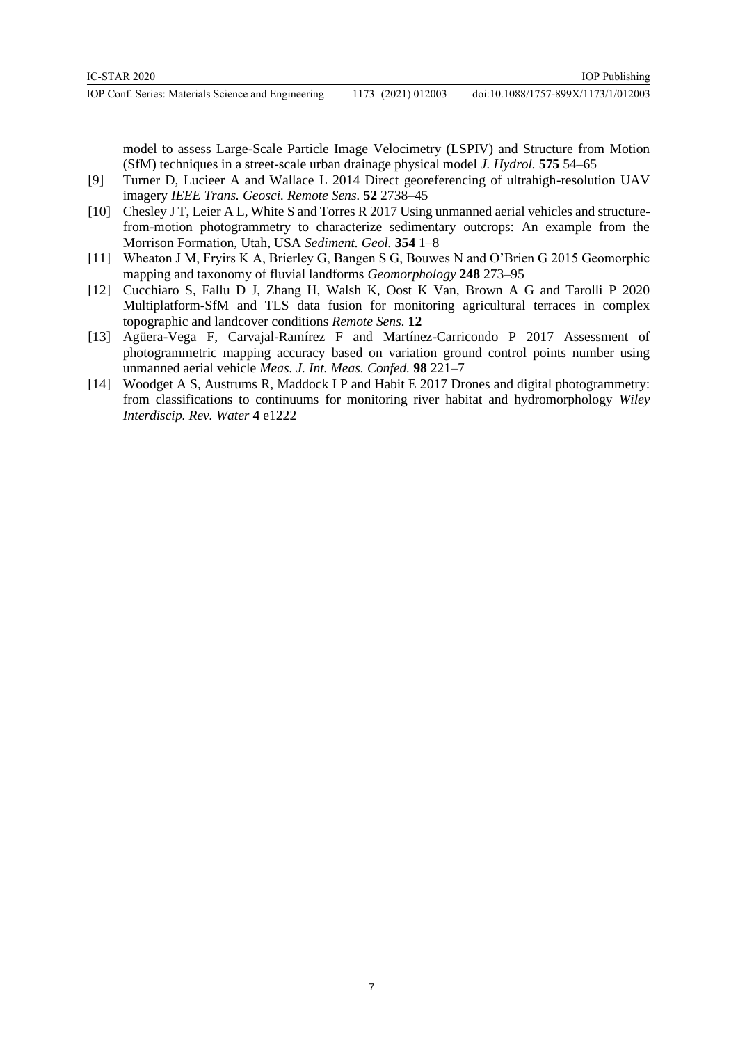model to assess Large-Scale Particle Image Velocimetry (LSPIV) and Structure from Motion (SfM) techniques in a street-scale urban drainage physical model *J. Hydrol.* **575** 54–65

[9] Turner D, Lucieer A and Wallace L 2014 Direct georeferencing of ultrahigh-resolution UAV imagery *IEEE Trans. Geosci. Remote Sens.* **52** 2738–45

[10] Chesley J T, Leier A L, White S and Torres R 2017 Using unmanned aerial vehicles and structure-from-motion photogrammetry to characterize sedimentary outcrops: An example from the Morrison Formation, Utah, USA *Sediment. Geol.* **354** 1–8

[11] Wheaton J M, Fryirs K A, Brierley G, Bangen S G, Bouwes N and O'Brien G 2015 Geomorphic mapping and taxonomy of fluvial landforms *Geomorphology* **248** 273–95

[12] Cucchiaro S, Fallu D J, Zhang H, Walsh K, Oost K Van, Brown A G and Tarolli P 2020 Multiplatform-SfM and TLS data fusion for monitoring agricultural terraces in complex topographic and landcover conditions *Remote Sens.* **12**

[13] Agüera-Vega F, Carvajal-Ramírez F and Martínez-Carricondo P 2017 Assessment of photogrammetric mapping accuracy based on variation ground control points number using unmanned aerial vehicle *Meas. J. Int. Meas. Confed.* **98** 221–7

[14] Woodget A S, Austrums R, Maddock I P and Habit E 2017 Drones and digital photogrammetry: from classifications to continuums for monitoring river habitat and hydromorphology *Wiley Interdiscip. Rev. Water* **4** e1222